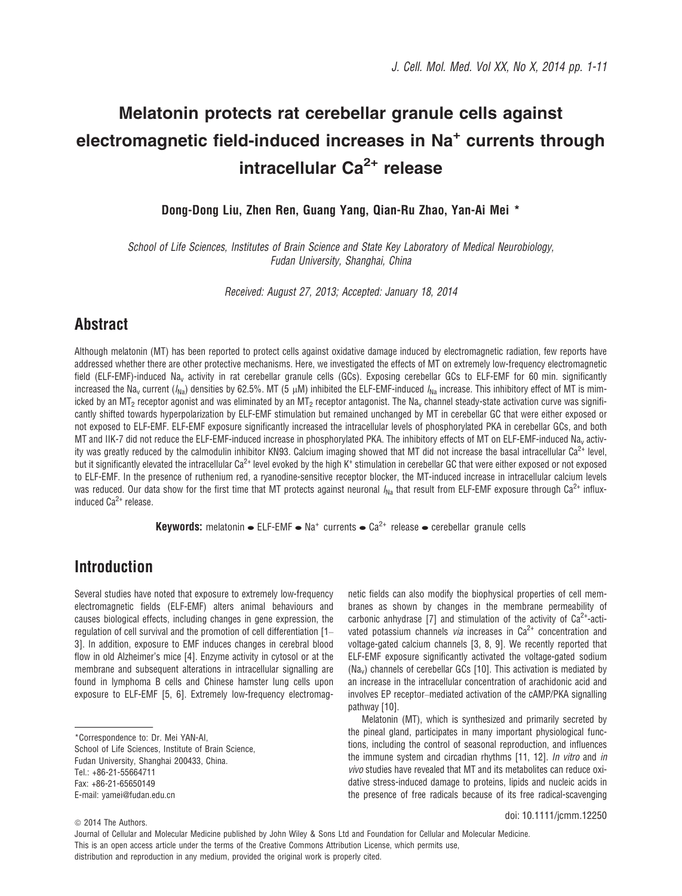# Melatonin protects rat cerebellar granule cells against electromagnetic field-induced increases in $Na^+$ currents through intracellular $Ca^{2+}$ release

**Dong-Dong Liu, Zhen Ren, Guang Yang, Qian-Ru Zhao, Yan-Ai Mei \***

*School of Life Sciences, Institutes of Brain Science and State Key Laboratory of Medical Neurobiology, Fudan University, Shanghai, China*

*Received: August 27, 2013; Accepted: January 18, 2014*

## Abstract

Although melatonin (MT) has been reported to protect cells against oxidative damage induced by electromagnetic radiation, few reports have addressed whether there are other protective mechanisms. Here, we investigated the effects of MT on extremely low-frequency electromagnetic field (ELF-EMF)-induced $Na_v$ activity in rat cerebellar granule cells (GCs). Exposing cerebellar GCs to ELF-EMF for 60 min. significantly increased the $Na_v$ current ($I_{Na}$) densities by 62.5%. MT (5 μM) inhibited the ELF-EMF-induced $I_{Na}$ increase. This inhibitory effect of MT is mimicked by an $MT_2$ receptor agonist and was eliminated by an $MT_2$ receptor antagonist. The $Na_v$ channel steady-state activation curve was significantly shifted towards hyperpolarization by ELF-EMF stimulation but remained unchanged by MT in cerebellar GC that were either exposed or not exposed to ELF-EMF. ELF-EMF exposure significantly increased the intracellular levels of phosphorylated PKA in cerebellar GCs, and both MT and IIK-7 did not reduce the ELF-EMF-induced increase in phosphorylated PKA. The inhibitory effects of MT on ELF-EMF-induced $Na_v$ activity was greatly reduced by the calmodulin inhibitor KN93. Calcium imaging showed that MT did not increase the basal intracellular $Ca^{2+}$ level, but it significantly elevated the intracellular $Ca^{2+}$ level evoked by the high $K^+$ stimulation in cerebellar GC that were either exposed or not exposed to ELF-EMF. In the presence of ruthenium red, a ryanodine-sensitive receptor blocker, the MT-induced increase in intracellular calcium levels was reduced. Our data show for the first time that MT protects against neuronal $I_{Na}$ that result from ELF-EMF exposure through $Ca^{2+}$ influx-induced $Ca^{2+}$ release.

**Keywords:** melatonin • ELF-EMF • $Na^+$ currents • $Ca^{2+}$ release • cerebellar granule cells

## Introduction

Several studies have noted that exposure to extremely low-frequency electromagnetic fields (ELF-EMF) alters animal behaviours and causes biological effects, including changes in gene expression, the regulation of cell survival and the promotion of cell differentiation [1–3]. In addition, exposure to EMF induces changes in cerebral blood flow in old Alzheimer's mice [4]. Enzyme activity in cytosol or at the membrane and subsequent alterations in intracellular signalling are found in lymphoma B cells and Chinese hamster lung cells upon exposure to ELF-EMF [5, 6]. Extremely low-frequency electromagnetic fields can also modify the biophysical properties of cell membranes as shown by changes in the membrane permeability of carbonic anhydrase [7] and stimulation of the activity of $Ca^{2+}$-activated potassium channels *via* increases in $Ca^{2+}$ concentration and voltage-gated calcium channels [3, 8, 9]. We recently reported that ELF-EMF exposure significantly activated the voltage-gated sodium ($Na_v$) channels of cerebellar GCs [10]. This activation is mediated by an increase in the intracellular concentration of arachidonic acid and involves EP receptor–mediated activation of the cAMP/PKA signalling pathway [10].

Melatonin (MT), which is synthesized and primarily secreted by the pineal gland, participates in many important physiological functions, including the control of seasonal reproduction, and influences the immune system and circadian rhythms [11, 12]. *In vitro* and *in vivo* studies have revealed that MT and its metabolites can reduce oxidative stress-induced damage to proteins, lipids and nucleic acids in the presence of free radicals because of its free radical-scavenging

\*Correspondence to: Dr. Mei YAN-AI,
School of Life Sciences, Institute of Brain Science,
Fudan University, Shanghai 200433, China.
Tel.: +86-21-55664711
Fax: +86-21-65650149
E-mail: yamei@fudan.edu.cn

doi: 10.1111/jcmm.12250

© 2014 The Authors.
Journal of Cellular and Molecular Medicine published by John Wiley & Sons Ltd and Foundation for Cellular and Molecular Medicine.
This is an open access article under the terms of the Creative Commons Attribution License, which permits use, distribution and reproduction in any medium, provided the original work is properly cited.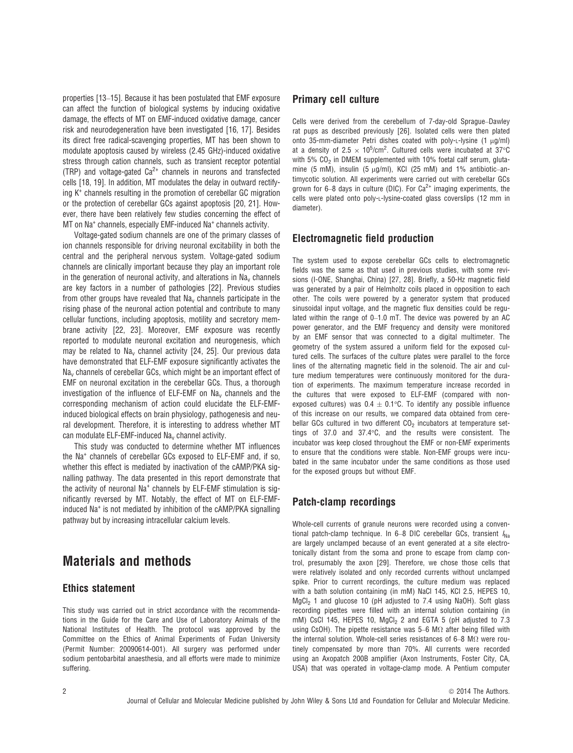properties [13–15]. Because it has been postulated that EMF exposure can affect the function of biological systems by inducing oxidative damage, the effects of MT on EMF-induced oxidative damage, cancer risk and neurodegeneration have been investigated [16, 17]. Besides its direct free radical-scavenging properties, MT has been shown to modulate apoptosis caused by wireless (2.45 GHz)-induced oxidative stress through cation channels, such as transient receptor potential (TRP) and voltage-gated $Ca^{2+}$ channels in neurons and transfected cells [18, 19]. In addition, MT modulates the delay in outward rectifying $K^+$ channels resulting in the promotion of cerebellar GC migration or the protection of cerebellar GCs against apoptosis [20, 21]. However, there have been relatively few studies concerning the effect of MT on $Na^+$ channels, especially EMF-induced $Na^+$ channels activity.

Voltage-gated sodium channels are one of the primary classes of ion channels responsible for driving neuronal excitability in both the central and the peripheral nervous system. Voltage-gated sodium channels are clinically important because they play an important role in the generation of neuronal activity, and alterations in $Na_v$ channels are key factors in a number of pathologies [22]. Previous studies from other groups have revealed that $Na_v$ channels participate in the rising phase of the neuronal action potential and contribute to many cellular functions, including apoptosis, motility and secretory membrane activity [22, 23]. Moreover, EMF exposure was recently reported to modulate neuronal excitation and neurogenesis, which may be related to $Na_v$ channel activity [24, 25]. Our previous data have demonstrated that ELF-EMF exposure significantly activates the $Na_v$ channels of cerebellar GCs, which might be an important effect of EMF on neuronal excitation in the cerebellar GCs. Thus, a thorough investigation of the influence of ELF-EMF on $Na_v$ channels and the corresponding mechanism of action could elucidate the ELF-EMF-induced biological effects on brain physiology, pathogenesis and neural development. Therefore, it is interesting to address whether MT can modulate ELF-EMF-induced $Na_v$ channel activity.

This study was conducted to determine whether MT influences the $Na^+$ channels of cerebellar GCs exposed to ELF-EMF and, if so, whether this effect is mediated by inactivation of the cAMP/PKA signalling pathway. The data presented in this report demonstrate that the activity of neuronal $Na^+$ channels by ELF-EMF stimulation is significantly reversed by MT. Notably, the effect of MT on ELF-EMF-induced $Na^+$ is not mediated by inhibition of the cAMP/PKA signalling pathway but by increasing intracellular calcium levels.

# Materials and methods

## Ethics statement

This study was carried out in strict accordance with the recommendations in the Guide for the Care and Use of Laboratory Animals of the National Institutes of Health. The protocol was approved by the Committee on the Ethics of Animal Experiments of Fudan University (Permit Number: 20090614-001). All surgery was performed under sodium pentobarbital anaesthesia, and all efforts were made to minimize suffering.

## Primary cell culture

Cells were derived from the cerebellum of 7-day-old Sprague–Dawley rat pups as described previously [26]. Isolated cells were then plated onto 35-mm-diameter Petri dishes coated with poly-L-lysine (1 μg/ml) at a density of $2.5 \times 10^5$/cm$^2$. Cultured cells were incubated at 37°C with 5% $CO_2$ in DMEM supplemented with 10% foetal calf serum, glutamine (5 mM), insulin (5 μg/ml), KCl (25 mM) and 1% antibiotic–antimycotic solution. All experiments were carried out with cerebellar GCs grown for 6–8 days in culture (DIC). For $Ca^{2+}$ imaging experiments, the cells were plated onto poly-L-lysine-coated glass coverslips (12 mm in diameter).

## Electromagnetic field production

The system used to expose cerebellar GCs cells to electromagnetic fields was the same as that used in previous studies, with some revisions (I-ONE, Shanghai, China) [27, 28]. Briefly, a 50-Hz magnetic field was generated by a pair of Helmholtz coils placed in opposition to each other. The coils were powered by a generator system that produced sinusoidal input voltage, and the magnetic flux densities could be regulated within the range of 0–1.0 mT. The device was powered by an AC power generator, and the EMF frequency and density were monitored by an EMF sensor that was connected to a digital multimeter. The geometry of the system assured a uniform field for the exposed cultured cells. The surfaces of the culture plates were parallel to the force lines of the alternating magnetic field in the solenoid. The air and culture medium temperatures were continuously monitored for the duration of experiments. The maximum temperature increase recorded in the cultures that were exposed to ELF-EMF (compared with non-exposed cultures) was $0.4 \pm 0.1$°C. To identify any possible influence of this increase on our results, we compared data obtained from cerebellar GCs cultured in two different $CO_2$ incubators at temperature settings of 37.0 and 37.4°C, and the results were consistent. The incubator was keep closed throughout the EMF or non-EMF experiments to ensure that the conditions were stable. Non-EMF groups were incubated in the same incubator under the same conditions as those used for the exposed groups but without EMF.

## Patch-clamp recordings

Whole-cell currents of granule neurons were recorded using a conventional patch-clamp technique. In 6–8 DIC cerebellar GCs, transient $I_{Na}$ are largely unclamped because of an event generated at a site electrotonically distant from the soma and prone to escape from clamp control, presumably the axon [29]. Therefore, we chose those cells that were relatively isolated and only recorded currents without unclamped spike. Prior to current recordings, the culture medium was replaced with a bath solution containing (in mM) NaCl 145, KCl 2.5, HEPES 10, $MgCl_2$ 1 and glucose 10 (pH adjusted to 7.4 using NaOH). Soft glass recording pipettes were filled with an internal solution containing (in mM) CsCl 145, HEPES 10, $MgCl_2$ 2 and EGTA 5 (pH adjusted to 7.3 using CsOH). The pipette resistance was 5–6 MΩ after being filled with the internal solution. Whole-cell series resistances of 6–8 MΩ were routinely compensated by more than 70%. All currents were recorded using an Axopatch 200B amplifier (Axon Instruments, Foster City, CA, USA) that was operated in voltage-clamp mode. A Pentium computer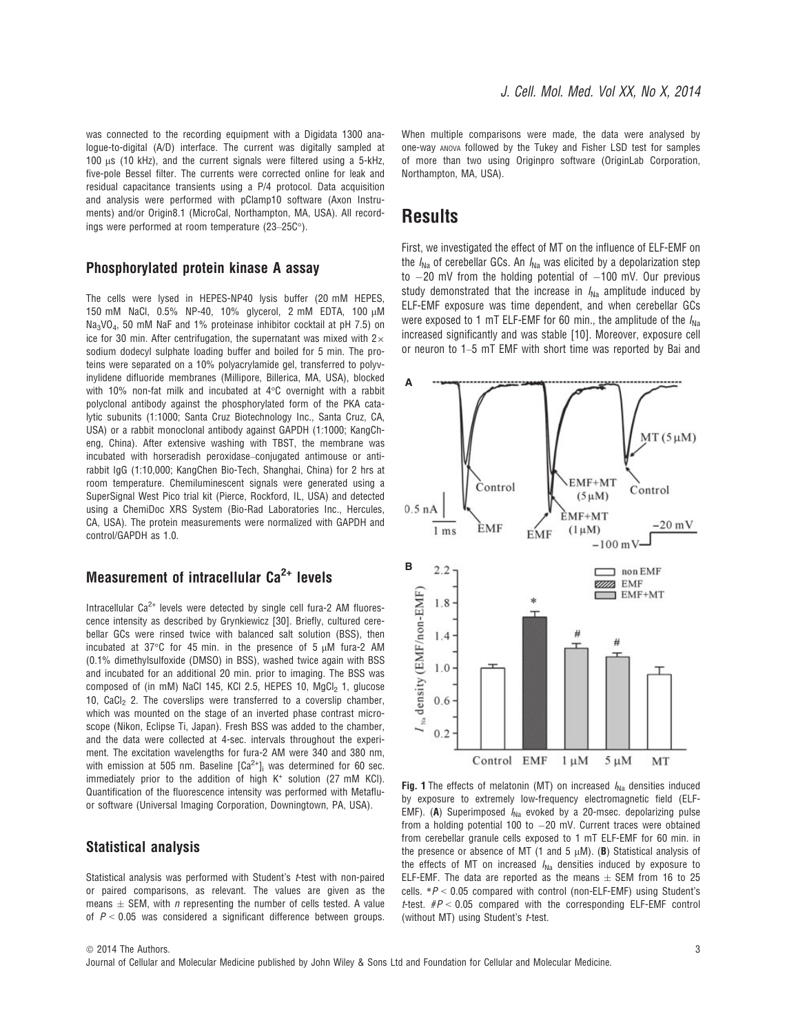was connected to the recording equipment with a Digidata 1300 analogue-to-digital (A/D) interface. The current was digitally sampled at 100 μs (10 kHz), and the current signals were filtered using a 5-kHz, five-pole Bessel filter. The currents were corrected online for leak and residual capacitance transients using a P/4 protocol. Data acquisition and analysis were performed with pClamp10 software (Axon Instruments) and/or Origin8.1 (MicroCal, Northampton, MA, USA). All recordings were performed at room temperature (23–25C°).

## Phosphorylated protein kinase A assay

The cells were lysed in HEPES-NP40 lysis buffer (20 mM HEPES, 150 mM NaCl, 0.5% NP-40, 10% glycerol, 2 mM EDTA, 100 μM $Na_3VO_4$, 50 mM NaF and 1% proteinase inhibitor cocktail at pH 7.5) on ice for 30 min. After centrifugation, the supernatant was mixed with 2× sodium dodecyl sulphate loading buffer and boiled for 5 min. The proteins were separated on a 10% polyacrylamide gel, transferred to polyvinylidene difluoride membranes (Millipore, Billerica, MA, USA), blocked with 10% non-fat milk and incubated at 4°C overnight with a rabbit polyclonal antibody against the phosphorylated form of the PKA catalytic subunits (1:1000; Santa Cruz Biotechnology Inc., Santa Cruz, CA, USA) or a rabbit monoclonal antibody against GAPDH (1:1000; KangCheng, China). After extensive washing with TBST, the membrane was incubated with horseradish peroxidase–conjugated antimouse or anti-rabbit IgG (1:10,000; KangChen Bio-Tech, Shanghai, China) for 2 hrs at room temperature. Chemiluminescent signals were generated using a SuperSignal West Pico trial kit (Pierce, Rockford, IL, USA) and detected using a ChemiDoc XRS System (Bio-Rad Laboratories Inc., Hercules, CA, USA). The protein measurements were normalized with GAPDH and control/GAPDH as 1.0.

## Measurement of intracellular $Ca^{2+}$ levels

Intracellular $Ca^{2+}$ levels were detected by single cell fura-2 AM fluorescence intensity as described by Grynkiewicz [30]. Briefly, cultured cerebellar GCs were rinsed twice with balanced salt solution (BSS), then incubated at 37°C for 45 min. in the presence of 5 μM fura-2 AM (0.1% dimethylsulfoxide (DMSO) in BSS), washed twice again with BSS and incubated for an additional 20 min. prior to imaging. The BSS was composed of (in mM) NaCl 145, KCl 2.5, HEPES 10, $MgCl_2$ 1, glucose 10, $CaCl_2$ 2. The coverslips were transferred to a coverslip chamber, which was mounted on the stage of an inverted phase contrast microscope (Nikon, Eclipse Ti, Japan). Fresh BSS was added to the chamber, and the data were collected at 4-sec. intervals throughout the experiment. The excitation wavelengths for fura-2 AM were 340 and 380 nm, with emission at 505 nm. Baseline $[Ca^{2+}]_i$ was determined for 60 sec. immediately prior to the addition of high $K^+$ solution (27 mM KCl). Quantification of the fluorescence intensity was performed with Metafluor software (Universal Imaging Corporation, Downingtown, PA, USA).

## Statistical analysis

Statistical analysis was performed with Student's *t*-test with non-paired or paired comparisons, as relevant. The values are given as the means ± SEM, with *n* representing the number of cells tested. A value of $P < 0.05$ was considered a significant difference between groups. When multiple comparisons were made, the data were analysed by one-way ANOVA followed by the Tukey and Fisher LSD test for samples of more than two using Originpro software (OriginLab Corporation, Northampton, MA, USA).

# Results

First, we investigated the effect of MT on the influence of ELF-EMF on the $I_{Na}$ of cerebellar GCs. An $I_{Na}$ was elicited by a depolarization step to −20 mV from the holding potential of −100 mV. Our previous study demonstrated that the increase in $I_{Na}$ amplitude induced by ELF-EMF exposure was time dependent, and when cerebellar GCs were exposed to 1 mT ELF-EMF for 60 min., the amplitude of the $I_{Na}$ increased significantly and was stable [10]. Moreover, exposure cell or neuron to 1–5 mT EMF with short time was reported by Bai and

**Fig. 1** The effects of melatonin (MT) on increased $I_{Na}$ densities induced by exposure to extremely low-frequency electromagnetic field (ELF-EMF). (**A**) Superimposed $I_{Na}$ evoked by a 20-msec. depolarizing pulse from a holding potential 100 to −20 mV. Current traces were obtained from cerebellar granule cells exposed to 1 mT ELF-EMF for 60 min. in the presence or absence of MT (1 and 5 μM). (**B**) Statistical analysis of the effects of MT on increased $I_{Na}$ densities induced by exposure to ELF-EMF. The data are reported as the means ± SEM from 16 to 25 cells. $*P < 0.05$ compared with control (non-ELF-EMF) using Student's *t*-test. $\#P < 0.05$ compared with the corresponding ELF-EMF control (without MT) using Student's *t*-test.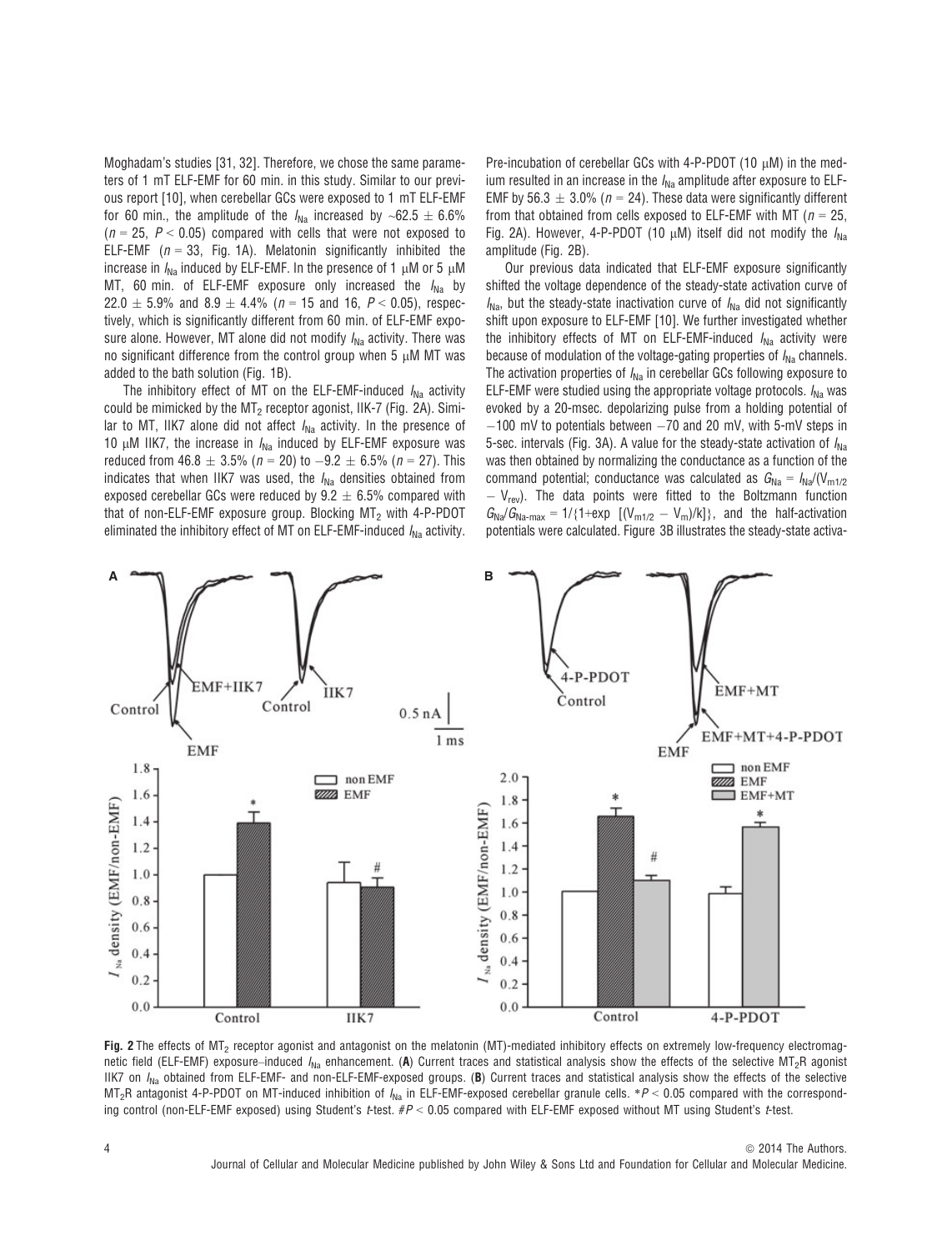Moghadam's studies [31, 32]. Therefore, we chose the same parameters of 1 mT ELF-EMF for 60 min. in this study. Similar to our previous report [10], when cerebellar GCs were exposed to 1 mT ELF-EMF for 60 min., the amplitude of the $I_{Na}$ increased by ~62.5 ± 6.6% ($n = 25$, $P < 0.05$) compared with cells that were not exposed to ELF-EMF ($n = 33$, Fig. 1A). Melatonin significantly inhibited the increase in $I_{Na}$ induced by ELF-EMF. In the presence of 1 μM or 5 μM MT, 60 min. of ELF-EMF exposure only increased the $I_{Na}$ by 22.0 ± 5.9% and 8.9 ± 4.4% ($n = 15$ and 16, $P < 0.05$), respectively, which is significantly different from 60 min. of ELF-EMF exposure alone. However, MT alone did not modify $I_{Na}$ activity. There was no significant difference from the control group when 5 μM MT was added to the bath solution (Fig. 1B).

The inhibitory effect of MT on the ELF-EMF-induced $I_{Na}$ activity could be mimicked by the $MT_2$ receptor agonist, IIK-7 (Fig. 2A). Similar to MT, IIK7 alone did not affect $I_{Na}$ activity. In the presence of 10 μM IIK7, the increase in $I_{Na}$ induced by ELF-EMF exposure was reduced from 46.8 ± 3.5% ($n = 20$) to −9.2 ± 6.5% ($n = 27$). This indicates that when IIK7 was used, the $I_{Na}$ densities obtained from exposed cerebellar GCs were reduced by 9.2 ± 6.5% compared with that of non-ELF-EMF exposure group. Blocking $MT_2$ with 4-P-PDOT eliminated the inhibitory effect of MT on ELF-EMF-induced $I_{Na}$ activity. Pre-incubation of cerebellar GCs with 4-P-PDOT (10 μM) in the medium resulted in an increase in the $I_{Na}$ amplitude after exposure to ELF-EMF by 56.3 ± 3.0% ($n = 24$). These data were significantly different from that obtained from cells exposed to ELF-EMF with MT ($n = 25$, Fig. 2A). However, 4-P-PDOT (10 μM) itself did not modify the $I_{Na}$ amplitude (Fig. 2B).

Our previous data indicated that ELF-EMF exposure significantly shifted the voltage dependence of the steady-state activation curve of $I_{Na}$, but the steady-state inactivation curve of $I_{Na}$ did not significantly shift upon exposure to ELF-EMF [10]. We further investigated whether the inhibitory effects of MT on ELF-EMF-induced $I_{Na}$ activity were because of modulation of the voltage-gating properties of $I_{Na}$ channels. The activation properties of $I_{Na}$ in cerebellar GCs following exposure to ELF-EMF were studied using the appropriate voltage protocols. $I_{Na}$ was evoked by a 20-msec. depolarizing pulse from a holding potential of −100 mV to potentials between −70 and 20 mV, with 5-mV steps in 5-sec. intervals (Fig. 3A). A value for the steady-state activation of $I_{Na}$ was then obtained by normalizing the conductance as a function of the command potential; conductance was calculated as $G_{Na} = I_{Na}/(V_{m1/2} - V_{rev})$. The data points were fitted to the Boltzmann function $G_{Na}/G_{Na\text{-}max} = 1/\{1+\exp[(V_{m1/2} - V_m)/k]\}$, and the half-activation potentials were calculated. Figure 3B illustrates the steady-state activa-

**Fig. 2** The effects of $MT_2$ receptor agonist and antagonist on the melatonin (MT)-mediated inhibitory effects on extremely low-frequency electromagnetic field (ELF-EMF) exposure–induced $I_{Na}$ enhancement. (**A**) Current traces and statistical analysis show the effects of the selective $MT_2R$ agonist IIK7 on $I_{Na}$ obtained from ELF-EMF- and non-ELF-EMF-exposed groups. (**B**) Current traces and statistical analysis show the effects of the selective $MT_2R$ antagonist 4-P-PDOT on MT-induced inhibition of $I_{Na}$ in ELF-EMF-exposed cerebellar granule cells. *$P < 0.05$ compared with the corresponding control (non-ELF-EMF exposed) using Student's *t*-test. #$P < 0.05$ compared with ELF-EMF exposed without MT using Student's *t*-test.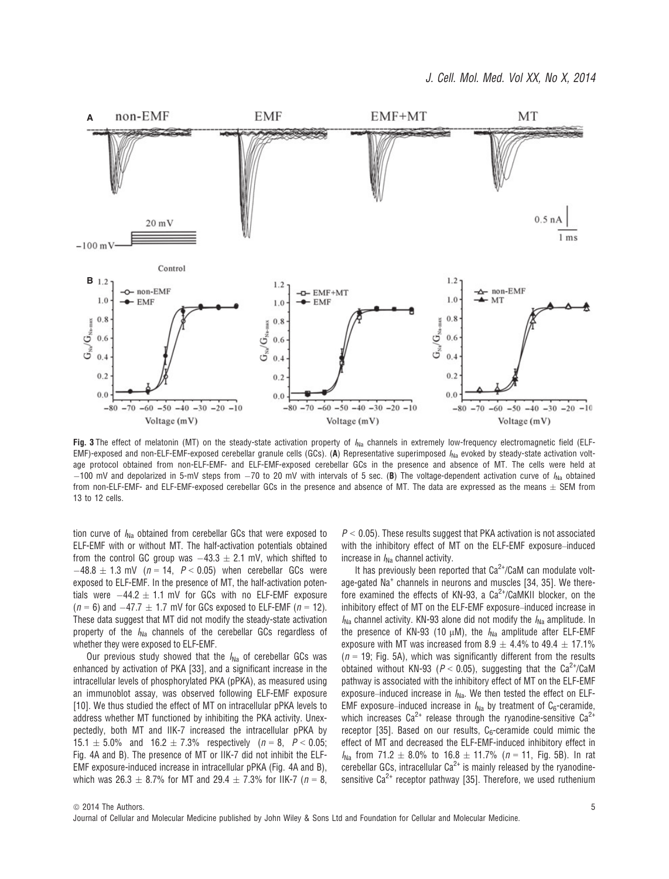**Fig. 3** The effect of melatonin (MT) on the steady-state activation property of $I_{Na}$ channels in extremely low-frequency electromagnetic field (ELF-EMF)-exposed and non-ELF-EMF-exposed cerebellar granule cells (GCs). (**A**) Representative superimposed $I_{Na}$ evoked by steady-state activation voltage protocol obtained from non-ELF-EMF- and ELF-EMF-exposed cerebellar GCs in the presence and absence of MT. The cells were held at −100 mV and depolarized in 5-mV steps from −70 to 20 mV with intervals of 5 sec. (**B**) The voltage-dependent activation curve of $I_{Na}$ obtained from non-ELF-EMF- and ELF-EMF-exposed cerebellar GCs in the presence and absence of MT. The data are expressed as the means ± SEM from 13 to 12 cells.

tion curve of $I_{Na}$ obtained from cerebellar GCs that were exposed to ELF-EMF with or without MT. The half-activation potentials obtained from the control GC group was −43.3 ± 2.1 mV, which shifted to −48.8 ± 1.3 mV ($n = 14$, $P < 0.05$) when cerebellar GCs were exposed to ELF-EMF. In the presence of MT, the half-activation potentials were −44.2 ± 1.1 mV for GCs with no ELF-EMF exposure ($n = 6$) and −47.7 ± 1.7 mV for GCs exposed to ELF-EMF ($n = 12$). These data suggest that MT did not modify the steady-state activation property of the $I_{Na}$ channels of the cerebellar GCs regardless of whether they were exposed to ELF-EMF.

Our previous study showed that the $I_{Na}$ of cerebellar GCs was enhanced by activation of PKA [33], and a significant increase in the intracellular levels of phosphorylated PKA (pPKA), as measured using an immunoblot assay, was observed following ELF-EMF exposure [10]. We thus studied the effect of MT on intracellular pPKA levels to address whether MT functioned by inhibiting the PKA activity. Unexpectedly, both MT and IIK-7 increased the intracellular pPKA by 15.1 ± 5.0% and 16.2 ± 7.3% respectively ($n = 8$, $P < 0.05$; Fig. 4A and B). The presence of MT or IIK-7 did not inhibit the ELF-EMF exposure-induced increase in intracellular pPKA (Fig. 4A and B), which was 26.3 ± 8.7% for MT and 29.4 ± 7.3% for IIK-7 ($n = 8$, $P < 0.05$). These results suggest that PKA activation is not associated with the inhibitory effect of MT on the ELF-EMF exposure–induced increase in $I_{Na}$ channel activity.

It has previously been reported that $Ca^{2+}$/CaM can modulate voltage-gated $Na^{+}$ channels in neurons and muscles [34, 35]. We therefore examined the effects of KN-93, a $Ca^{2+}$/CaMKII blocker, on the inhibitory effect of MT on the ELF-EMF exposure–induced increase in $I_{Na}$ channel activity. KN-93 alone did not modify the $I_{Na}$ amplitude. In the presence of KN-93 (10 μM), the $I_{Na}$ amplitude after ELF-EMF exposure with MT was increased from 8.9 ± 4.4% to 49.4 ± 17.1% ($n = 19$; Fig. 5A), which was significantly different from the results obtained without KN-93 ($P < 0.05$), suggesting that the $Ca^{2+}$/CaM pathway is associated with the inhibitory effect of MT on the ELF-EMF exposure–induced increase in $I_{Na}$. We then tested the effect on ELF-EMF exposure–induced increase in $I_{Na}$ by treatment of $C_6$-ceramide, which increases $Ca^{2+}$ release through the ryanodine-sensitive $Ca^{2+}$ receptor [35]. Based on our results, $C_6$-ceramide could mimic the effect of MT and decreased the ELF-EMF-induced inhibitory effect in $I_{Na}$ from 71.2 ± 8.0% to 16.8 ± 11.7% ($n = 11$, Fig. 5B). In rat cerebellar GCs, intracellular $Ca^{2+}$ is mainly released by the ryanodine-sensitive $Ca^{2+}$ receptor pathway [35]. Therefore, we used ruthenium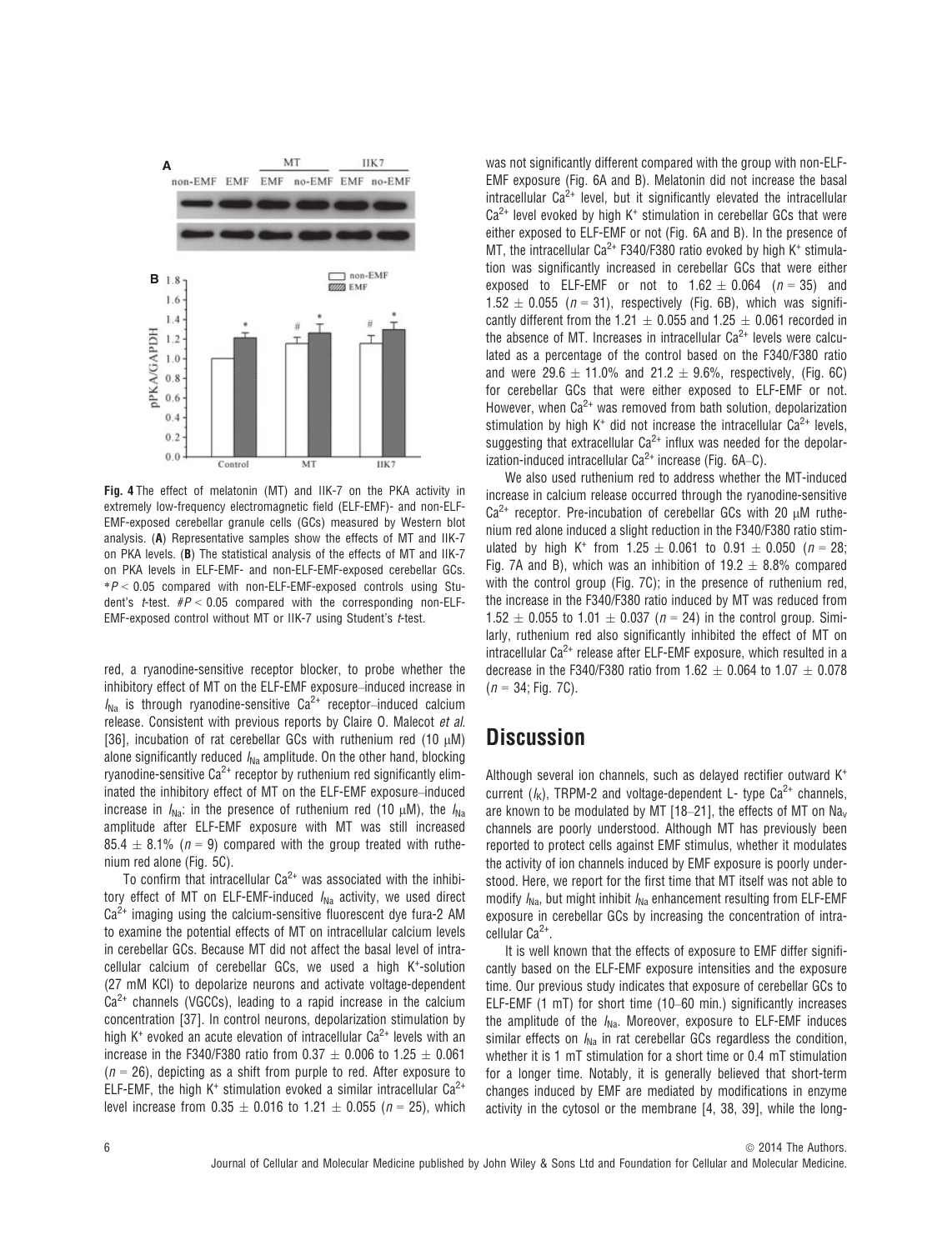**Fig. 4** The effect of melatonin (MT) and IIK-7 on the PKA activity in extremely low-frequency electromagnetic field (ELF-EMF)- and non-ELF-EMF-exposed cerebellar granule cells (GCs) measured by Western blot analysis. (**A**) Representative samples show the effects of MT and IIK-7 on PKA levels. (**B**) The statistical analysis of the effects of MT and IIK-7 on PKA levels in ELF-EMF- and non-ELF-EMF-exposed cerebellar GCs. $*P < 0.05$ compared with non-ELF-EMF-exposed controls using Student's *t*-test. $\#P < 0.05$ compared with the corresponding non-ELF-EMF-exposed control without MT or IIK-7 using Student's *t*-test.

red, a ryanodine-sensitive receptor blocker, to probe whether the inhibitory effect of MT on the ELF-EMF exposure–induced increase in $I_{Na}$ is through ryanodine-sensitive $Ca^{2+}$ receptor–induced calcium release. Consistent with previous reports by Claire O. Malecot *et al.* [36], incubation of rat cerebellar GCs with ruthenium red (10 μM) alone significantly reduced $I_{Na}$ amplitude. On the other hand, blocking ryanodine-sensitive $Ca^{2+}$ receptor by ruthenium red significantly eliminated the inhibitory effect of MT on the ELF-EMF exposure–induced increase in $I_{Na}$: in the presence of ruthenium red (10 μM), the $I_{Na}$ amplitude after ELF-EMF exposure with MT was still increased 85.4 ± 8.1% ($n = 9$) compared with the group treated with ruthenium red alone (Fig. 5C).

To confirm that intracellular $Ca^{2+}$ was associated with the inhibitory effect of MT on ELF-EMF-induced $I_{Na}$ activity, we used direct $Ca^{2+}$ imaging using the calcium-sensitive fluorescent dye fura-2 AM to examine the potential effects of MT on intracellular calcium levels in cerebellar GCs. Because MT did not affect the basal level of intracellular calcium of cerebellar GCs, we used a high $K^+$-solution (27 mM KCl) to depolarize neurons and activate voltage-dependent $Ca^{2+}$ channels (VGCCs), leading to a rapid increase in the calcium concentration [37]. In control neurons, depolarization stimulation by high $K^+$ evoked an acute elevation of intracellular $Ca^{2+}$ levels with an increase in the F340/F380 ratio from 0.37 ± 0.006 to 1.25 ± 0.061 ($n = 26$), depicting as a shift from purple to red. After exposure to ELF-EMF, the high $K^+$ stimulation evoked a similar intracellular $Ca^{2+}$ level increase from 0.35 ± 0.016 to 1.21 ± 0.055 ($n = 25$), which was not significantly different compared with the group with non-ELF-EMF exposure (Fig. 6A and B). Melatonin did not increase the basal intracellular $Ca^{2+}$ level, but it significantly elevated the intracellular $Ca^{2+}$ level evoked by high $K^+$ stimulation in cerebellar GCs that were either exposed to ELF-EMF or not (Fig. 6A and B). In the presence of MT, the intracellular $Ca^{2+}$ F340/F380 ratio evoked by high $K^+$ stimulation was significantly increased in cerebellar GCs that were either exposed to ELF-EMF or not to 1.62 ± 0.064 ($n = 35$) and 1.52 ± 0.055 ($n = 31$), respectively (Fig. 6B), which was significantly different from the 1.21 ± 0.055 and 1.25 ± 0.061 recorded in the absence of MT. Increases in intracellular $Ca^{2+}$ levels were calculated as a percentage of the control based on the F340/F380 ratio and were 29.6 ± 11.0% and 21.2 ± 9.6%, respectively, (Fig. 6C) for cerebellar GCs that were either exposed to ELF-EMF or not. However, when $Ca^{2+}$ was removed from bath solution, depolarization stimulation by high $K^+$ did not increase the intracellular $Ca^{2+}$ levels, suggesting that extracellular $Ca^{2+}$ influx was needed for the depolarization-induced intracellular $Ca^{2+}$ increase (Fig. 6A–C).

We also used ruthenium red to address whether the MT-induced increase in calcium release occurred through the ryanodine-sensitive $Ca^{2+}$ receptor. Pre-incubation of cerebellar GCs with 20 μM ruthenium red alone induced a slight reduction in the F340/F380 ratio stimulated by high $K^+$ from 1.25 ± 0.061 to 0.91 ± 0.050 ($n = 28$; Fig. 7A and B), which was an inhibition of 19.2 ± 8.8% compared with the control group (Fig. 7C); in the presence of ruthenium red, the increase in the F340/F380 ratio induced by MT was reduced from 1.52 ± 0.055 to 1.01 ± 0.037 ($n = 24$) in the control group. Similarly, ruthenium red also significantly inhibited the effect of MT on intracellular $Ca^{2+}$ release after ELF-EMF exposure, which resulted in a decrease in the F340/F380 ratio from 1.62 ± 0.064 to 1.07 ± 0.078 ($n = 34$; Fig. 7C).

# Discussion

Although several ion channels, such as delayed rectifier outward $K^+$ current ($I_K$), TRPM-2 and voltage-dependent L- type $Ca^{2+}$ channels, are known to be modulated by MT [18–21], the effects of MT on $Na_v$ channels are poorly understood. Although MT has previously been reported to protect cells against EMF stimulus, whether it modulates the activity of ion channels induced by EMF exposure is poorly understood. Here, we report for the first time that MT itself was not able to modify $I_{Na}$, but might inhibit $I_{Na}$ enhancement resulting from ELF-EMF exposure in cerebellar GCs by increasing the concentration of intracellular $Ca^{2+}$.

It is well known that the effects of exposure to EMF differ significantly based on the ELF-EMF exposure intensities and the exposure time. Our previous study indicates that exposure of cerebellar GCs to ELF-EMF (1 mT) for short time (10–60 min.) significantly increases the amplitude of the $I_{Na}$. Moreover, exposure to ELF-EMF induces similar effects on $I_{Na}$ in rat cerebellar GCs regardless the condition, whether it is 1 mT stimulation for a short time or 0.4 mT stimulation for a longer time. Notably, it is generally believed that short-term changes induced by EMF are mediated by modifications in enzyme activity in the cytosol or the membrane [4, 38, 39], while the long-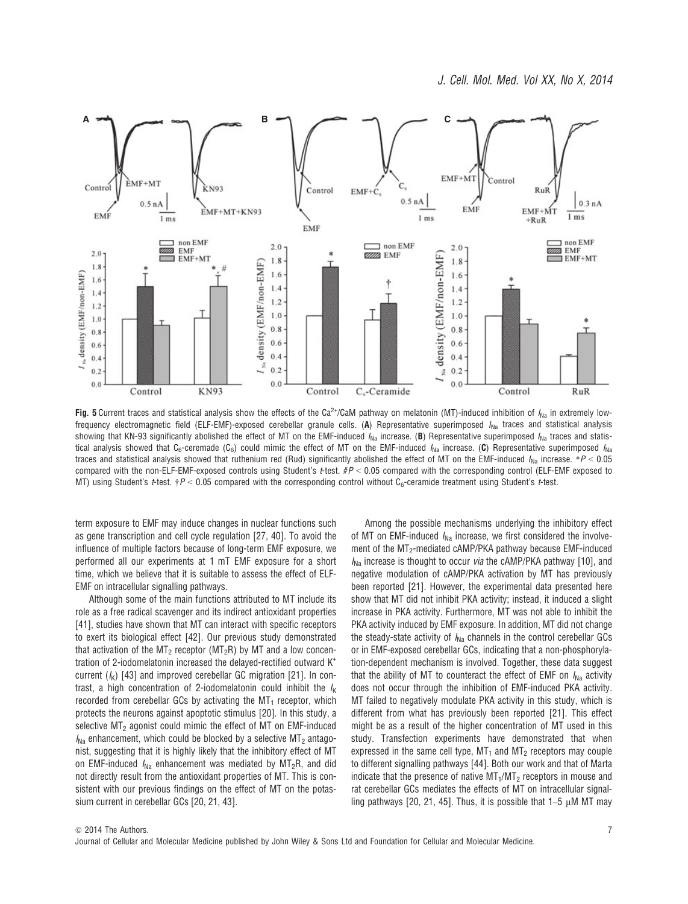**Fig. 5** Current traces and statistical analysis show the effects of the $Ca^{2+}$/CaM pathway on melatonin (MT)-induced inhibition of $I_{Na}$ in extremely low-frequency electromagnetic field (ELF-EMF)-exposed cerebellar granule cells. (**A**) Representative superimposed $I_{Na}$ traces and statistical analysis showing that KN-93 significantly abolished the effect of MT on the EMF-induced $I_{Na}$ increase. (**B**) Representative superimposed $I_{Na}$ traces and statistical analysis showed that $C_6$-ceremade ($C_6$) could mimic the effect of MT on the EMF-induced $I_{Na}$ increase. (**C**) Representative superimposed $I_{Na}$ traces and statistical analysis showed that ruthenium red (Rud) significantly abolished the effect of MT on the EMF-induced $I_{Na}$ increase. $*P < 0.05$ compared with the non-ELF-EMF-exposed controls using Student's *t*-test. $\#P < 0.05$ compared with the corresponding control (ELF-EMF exposed to MT) using Student's *t*-test. $\dagger P < 0.05$ compared with the corresponding control without $C_6$-ceramide treatment using Student's *t*-test.

term exposure to EMF may induce changes in nuclear functions such as gene transcription and cell cycle regulation [27, 40]. To avoid the influence of multiple factors because of long-term EMF exposure, we performed all our experiments at 1 mT EMF exposure for a short time, which we believe that it is suitable to assess the effect of ELF-EMF on intracellular signalling pathways.

Although some of the main functions attributed to MT include its role as a free radical scavenger and its indirect antioxidant properties [41], studies have shown that MT can interact with specific receptors to exert its biological effect [42]. Our previous study demonstrated that activation of the $MT_2$ receptor ($MT_2R$) by MT and a low concentration of 2-iodomelatonin increased the delayed-rectified outward $K^+$ current ($I_K$) [43] and improved cerebellar GC migration [21]. In contrast, a high concentration of 2-iodomelatonin could inhibit the $I_K$ recorded from cerebellar GCs by activating the $MT_1$ receptor, which protects the neurons against apoptotic stimulus [20]. In this study, a selective $MT_2$ agonist could mimic the effect of MT on EMF-induced $I_{Na}$ enhancement, which could be blocked by a selective $MT_2$ antagonist, suggesting that it is highly likely that the inhibitory effect of MT on EMF-induced $I_{Na}$ enhancement was mediated by $MT_2R$, and did not directly result from the antioxidant properties of MT. This is consistent with our previous findings on the effect of MT on the potassium current in cerebellar GCs [20, 21, 43].

Among the possible mechanisms underlying the inhibitory effect of MT on EMF-induced $I_{Na}$ increase, we first considered the involvement of the $MT_2$-mediated cAMP/PKA pathway because EMF-induced $I_{Na}$ increase is thought to occur *via* the cAMP/PKA pathway [10], and negative modulation of cAMP/PKA activation by MT has previously been reported [21]. However, the experimental data presented here show that MT did not inhibit PKA activity; instead, it induced a slight increase in PKA activity. Furthermore, MT was not able to inhibit the PKA activity induced by EMF exposure. In addition, MT did not change the steady-state activity of $I_{Na}$ channels in the control cerebellar GCs or in EMF-exposed cerebellar GCs, indicating that a non-phosphorylation-dependent mechanism is involved. Together, these data suggest that the ability of MT to counteract the effect of EMF on $I_{Na}$ activity does not occur through the inhibition of EMF-induced PKA activity. MT failed to negatively modulate PKA activity in this study, which is different from what has previously been reported [21]. This effect might be as a result of the higher concentration of MT used in this study. Transfection experiments have demonstrated that when expressed in the same cell type, $MT_1$ and $MT_2$ receptors may couple to different signalling pathways [44]. Both our work and that of Marta indicate that the presence of native $MT_1/MT_2$ receptors in mouse and rat cerebellar GCs mediates the effects of MT on intracellular signalling pathways [20, 21, 45]. Thus, it is possible that 1–5 μM MT may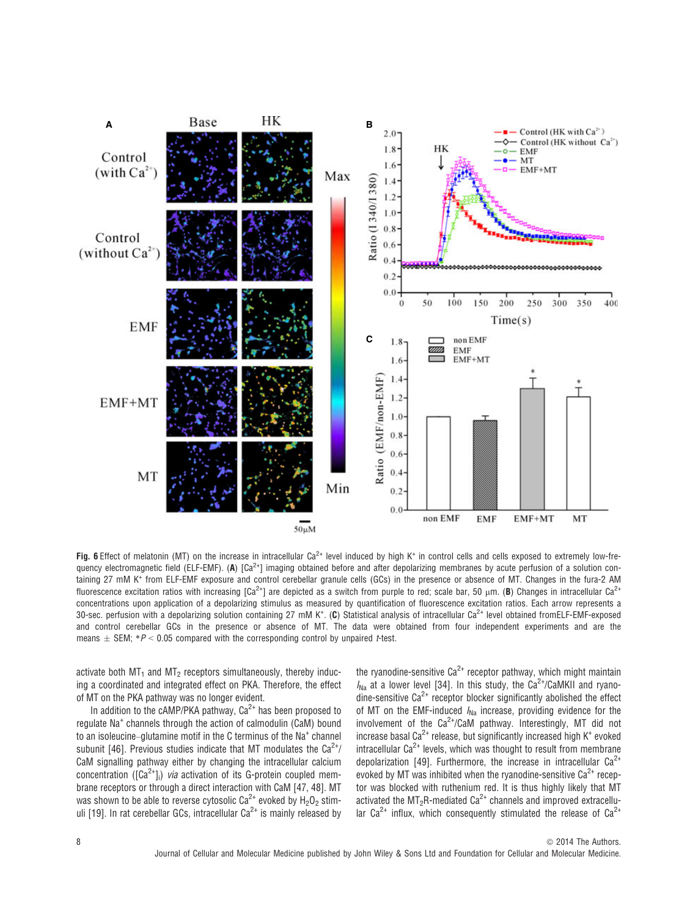**Fig. 6** Effect of melatonin (MT) on the increase in intracellular $Ca^{2+}$ level induced by high $K^+$ in control cells and cells exposed to extremely low-frequency electromagnetic field (ELF-EMF). (**A**) $[Ca^{2+}]$ imaging obtained before and after depolarizing membranes by acute perfusion of a solution containing 27 mM $K^+$ from ELF-EMF exposure and control cerebellar granule cells (GCs) in the presence or absence of MT. Changes in the fura-2 AM fluorescence excitation ratios with increasing $[Ca^{2+}]$ are depicted as a switch from purple to red; scale bar, 50 μm. (**B**) Changes in intracellular $Ca^{2+}$ concentrations upon application of a depolarizing stimulus as measured by quantification of fluorescence excitation ratios. Each arrow represents a 30-sec. perfusion with a depolarizing solution containing 27 mM $K^+$. (**C**) Statistical analysis of intracellular $Ca^{2+}$ level obtained fromELF-EMF-exposed and control cerebellar GCs in the presence or absence of MT. The data were obtained from four independent experiments and are the means ± SEM; $*P < 0.05$ compared with the corresponding control by unpaired *t*-test.

activate both $MT_1$ and $MT_2$ receptors simultaneously, thereby inducing a coordinated and integrated effect on PKA. Therefore, the effect of MT on the PKA pathway was no longer evident.

In addition to the cAMP/PKA pathway, $Ca^{2+}$ has been proposed to regulate $Na^+$ channels through the action of calmodulin (CaM) bound to an isoleucine–glutamine motif in the C terminus of the $Na^+$ channel subunit [46]. Previous studies indicate that MT modulates the $Ca^{2+}$/CaM signalling pathway either by changing the intracellular calcium concentration ($[Ca^{2+}]_i$) *via* activation of its G-protein coupled membrane receptors or through a direct interaction with CaM [47, 48]. MT was shown to be able to reverse cytosolic $Ca^{2+}$ evoked by $H_2O_2$ stimuli [19]. In rat cerebellar GCs, intracellular $Ca^{2+}$ is mainly released by the ryanodine-sensitive $Ca^{2+}$ receptor pathway, which might maintain $I_{Na}$ at a lower level [34]. In this study, the $Ca^{2+}$/CaMKII and ryanodine-sensitive $Ca^{2+}$ receptor blocker significantly abolished the effect of MT on the EMF-induced $I_{Na}$ increase, providing evidence for the involvement of the $Ca^{2+}$/CaM pathway. Interestingly, MT did not increase basal $Ca^{2+}$ release, but significantly increased high $K^+$ evoked intracellular $Ca^{2+}$ levels, which was thought to result from membrane depolarization [49]. Furthermore, the increase in intracellular $Ca^{2+}$ evoked by MT was inhibited when the ryanodine-sensitive $Ca^{2+}$ receptor was blocked with ruthenium red. It is thus highly likely that MT activated the $MT_2R$-mediated $Ca^{2+}$ channels and improved extracellular $Ca^{2+}$ influx, which consequently stimulated the release of $Ca^{2+}$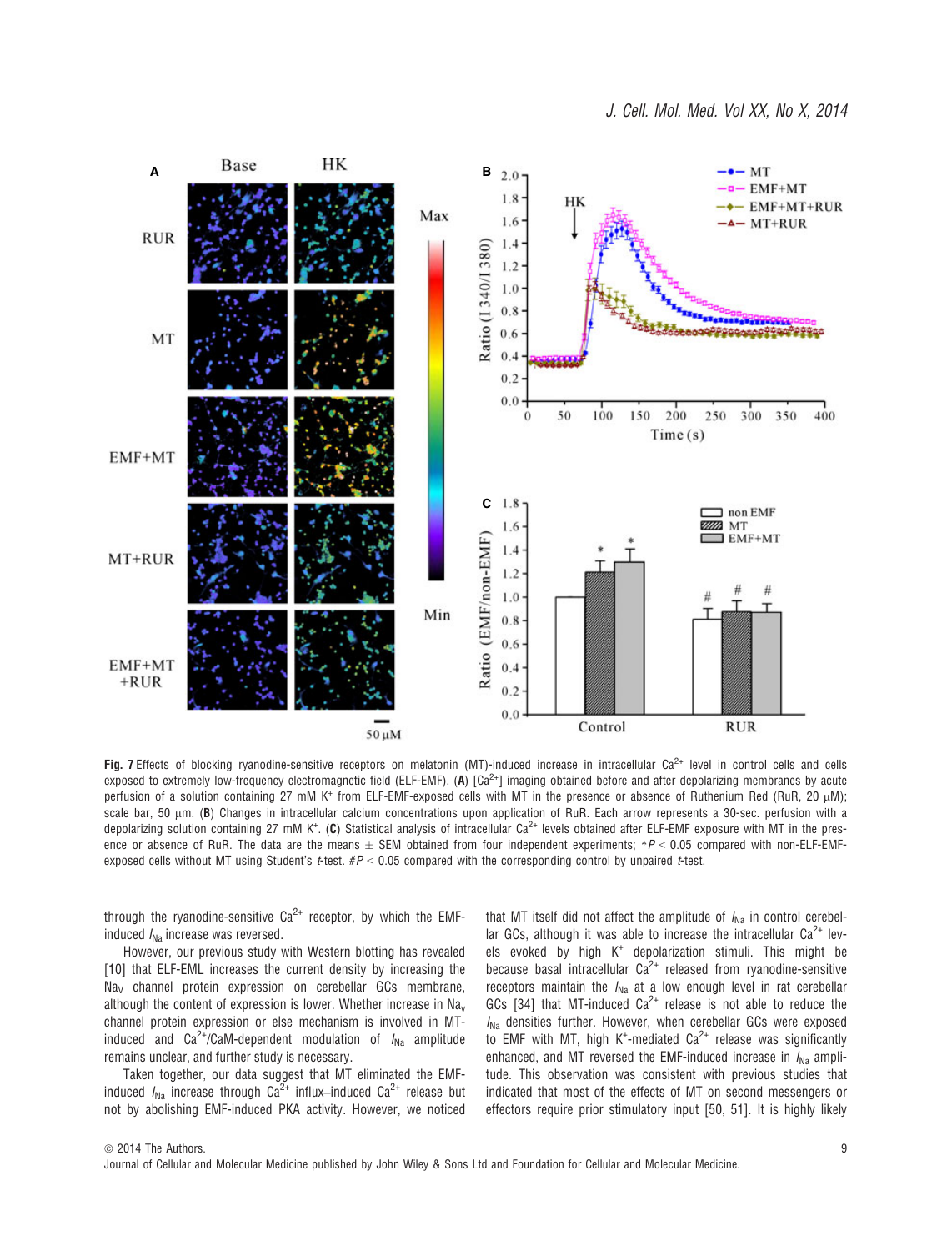**Fig. 7** Effects of blocking ryanodine-sensitive receptors on melatonin (MT)-induced increase in intracellular $Ca^{2+}$ level in control cells and cells exposed to extremely low-frequency electromagnetic field (ELF-EMF). (**A**) [$Ca^{2+}$] imaging obtained before and after depolarizing membranes by acute perfusion of a solution containing 27 mM $K^{+}$ from ELF-EMF-exposed cells with MT in the presence or absence of Ruthenium Red (RuR, 20 μM); scale bar, 50 μm. (**B**) Changes in intracellular calcium concentrations upon application of RuR. Each arrow represents a 30-sec. perfusion with a depolarizing solution containing 27 mM $K^{+}$. (**C**) Statistical analysis of intracellular $Ca^{2+}$ levels obtained after ELF-EMF exposure with MT in the presence or absence of RuR. The data are the means ± SEM obtained from four independent experiments; $*P < 0.05$ compared with non-ELF-EMF-exposed cells without MT using Student's *t*-test. $\#P < 0.05$ compared with the corresponding control by unpaired *t*-test.

through the ryanodine-sensitive $Ca^{2+}$ receptor, by which the EMF-induced $I_{Na}$ increase was reversed.

However, our previous study with Western blotting has revealed [10] that ELF-EML increases the current density by increasing the $Na_V$ channel protein expression on cerebellar GCs membrane, although the content of expression is lower. Whether increase in $Na_v$ channel protein expression or else mechanism is involved in MT-induced and $Ca^{2+}$/CaM-dependent modulation of $I_{Na}$ amplitude remains unclear, and further study is necessary.

Taken together, our data suggest that MT eliminated the EMF-induced $I_{Na}$ increase through $Ca^{2+}$ influx–induced $Ca^{2+}$ release but not by abolishing EMF-induced PKA activity. However, we noticed that MT itself did not affect the amplitude of $I_{Na}$ in control cerebellar GCs, although it was able to increase the intracellular $Ca^{2+}$ levels evoked by high $K^{+}$ depolarization stimuli. This might be because basal intracellular $Ca^{2+}$ released from ryanodine-sensitive receptors maintain the $I_{Na}$ at a low enough level in rat cerebellar GCs [34] that MT-induced $Ca^{2+}$ release is not able to reduce the $I_{Na}$ densities further. However, when cerebellar GCs were exposed to EMF with MT, high $K^{+}$-mediated $Ca^{2+}$ release was significantly enhanced, and MT reversed the EMF-induced increase in $I_{Na}$ amplitude. This observation was consistent with previous studies that indicated that most of the effects of MT on second messengers or effectors require prior stimulatory input [50, 51]. It is highly likely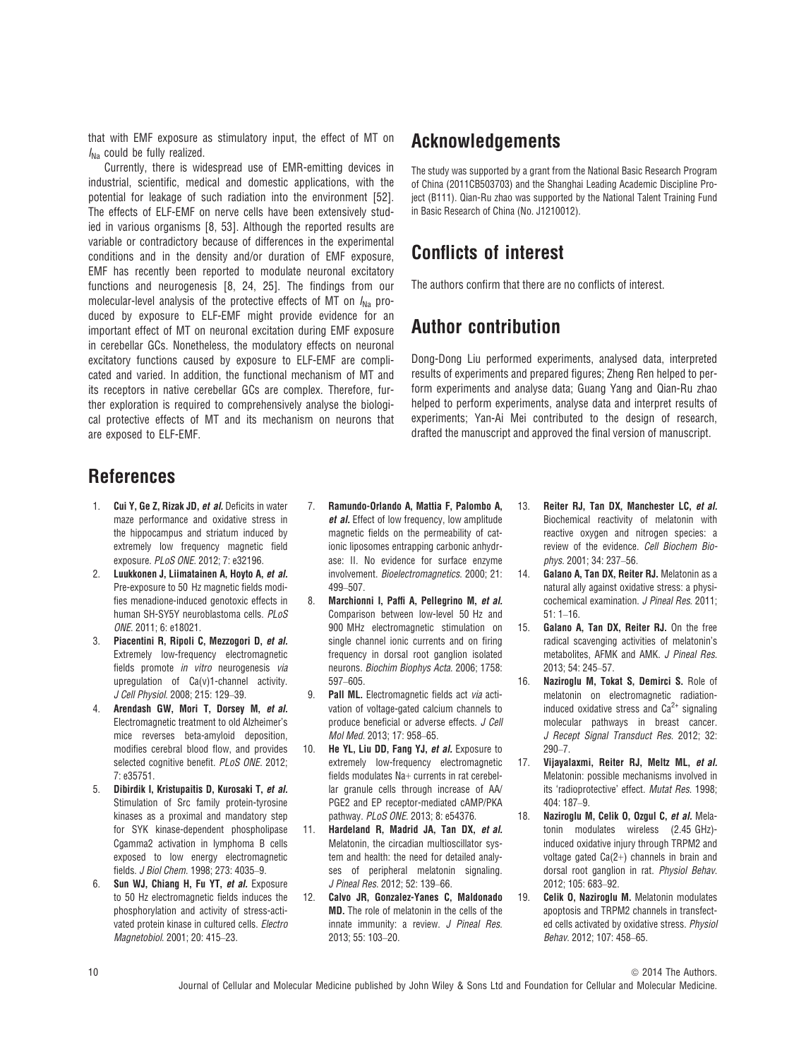that with EMF exposure as stimulatory input, the effect of MT on $I_{Na}$ could be fully realized.

Currently, there is widespread use of EMR-emitting devices in industrial, scientific, medical and domestic applications, with the potential for leakage of such radiation into the environment [52]. The effects of ELF-EMF on nerve cells have been extensively studied in various organisms [8, 53]. Although the reported results are variable or contradictory because of differences in the experimental conditions and in the density and/or duration of EMF exposure, EMF has recently been reported to modulate neuronal excitatory functions and neurogenesis [8, 24, 25]. The findings from our molecular-level analysis of the protective effects of MT on $I_{Na}$ produced by exposure to ELF-EMF might provide evidence for an important effect of MT on neuronal excitation during EMF exposure in cerebellar GCs. Nonetheless, the modulatory effects on neuronal excitatory functions caused by exposure to ELF-EMF are complicated and varied. In addition, the functional mechanism of MT and its receptors in native cerebellar GCs are complex. Therefore, further exploration is required to comprehensively analyse the biological protective effects of MT and its mechanism on neurons that are exposed to ELF-EMF.

## Acknowledgements

The study was supported by a grant from the National Basic Research Program of China (2011CB503703) and the Shanghai Leading Academic Discipline Project (B111). Qian-Ru zhao was supported by the National Talent Training Fund in Basic Research of China (No. J1210012).

## Conflicts of interest

The authors confirm that there are no conflicts of interest.

## Author contribution

Dong-Dong Liu performed experiments, analysed data, interpreted results of experiments and prepared figures; Zheng Ren helped to perform experiments and analyse data; Guang Yang and Qian-Ru zhao helped to perform experiments, analyse data and interpret results of experiments; Yan-Ai Mei contributed to the design of research, drafted the manuscript and approved the final version of manuscript.

## References

1. **Cui Y, Ge Z, Rizak JD, *et al.*** Deficits in water maze performance and oxidative stress in the hippocampus and striatum induced by extremely low frequency magnetic field exposure. *PLoS ONE*. 2012; 7: e32196.
2. **Luukkonen J, Liimatainen A, Hoyto A, *et al.*** Pre-exposure to 50 Hz magnetic fields modifies menadione-induced genotoxic effects in human SH-SY5Y neuroblastoma cells. *PLoS ONE*. 2011; 6: e18021.
3. **Piacentini R, Ripoli C, Mezzogori D, *et al.*** Extremely low-frequency electromagnetic fields promote *in vitro* neurogenesis *via* upregulation of Ca(v)1-channel activity. *J Cell Physiol*. 2008; 215: 129–39.
4. **Arendash GW, Mori T, Dorsey M, *et al.*** Electromagnetic treatment to old Alzheimer's mice reverses beta-amyloid deposition, modifies cerebral blood flow, and provides selected cognitive benefit. *PLoS ONE*. 2012; 7: e35751.
5. **Dibirdik I, Kristupaitis D, Kurosaki T, *et al.*** Stimulation of Src family protein-tyrosine kinases as a proximal and mandatory step for SYK kinase-dependent phospholipase Cgamma2 activation in lymphoma B cells exposed to low energy electromagnetic fields. *J Biol Chem*. 1998; 273: 4035–9.
6. **Sun WJ, Chiang H, Fu YT, *et al.*** Exposure to 50 Hz electromagnetic fields induces the phosphorylation and activity of stress-activated protein kinase in cultured cells. *Electro Magnetobiol*. 2001; 20: 415–23.
7. **Ramundo-Orlando A, Mattia F, Palombo A, *et al.*** Effect of low frequency, low amplitude magnetic fields on the permeability of cationic liposomes entrapping carbonic anhydrase: II. No evidence for surface enzyme involvement. *Bioelectromagnetics*. 2000; 21: 499–507.
8. **Marchionni I, Paffi A, Pellegrino M, *et al.*** Comparison between low-level 50 Hz and 900 MHz electromagnetic stimulation on single channel ionic currents and on firing frequency in dorsal root ganglion isolated neurons. *Biochim Biophys Acta*. 2006; 1758: 597–605.
9. **Pall ML.** Electromagnetic fields act *via* activation of voltage-gated calcium channels to produce beneficial or adverse effects. *J Cell Mol Med*. 2013; 17: 958–65.
10. **He YL, Liu DD, Fang YJ, *et al.*** Exposure to extremely low-frequency electromagnetic fields modulates Na+ currents in rat cerebellar granule cells through increase of AA/PGE2 and EP receptor-mediated cAMP/PKA pathway. *PLoS ONE*. 2013; 8: e54376.
11. **Hardeland R, Madrid JA, Tan DX, *et al.*** Melatonin, the circadian multioscillator system and health: the need for detailed analyses of peripheral melatonin signaling. *J Pineal Res*. 2012; 52: 139–66.
12. **Calvo JR, Gonzalez-Yanes C, Maldonado MD.** The role of melatonin in the cells of the innate immunity: a review. *J Pineal Res*. 2013; 55: 103–20.
13. **Reiter RJ, Tan DX, Manchester LC, *et al.*** Biochemical reactivity of melatonin with reactive oxygen and nitrogen species: a review of the evidence. *Cell Biochem Biophys*. 2001; 34: 237–56.
14. **Galano A, Tan DX, Reiter RJ.** Melatonin as a natural ally against oxidative stress: a physicochemical examination. *J Pineal Res*. 2011; 51: 1–16.
15. **Galano A, Tan DX, Reiter RJ.** On the free radical scavenging activities of melatonin's metabolites, AFMK and AMK. *J Pineal Res*. 2013; 54: 245–57.
16. **Naziroglu M, Tokat S, Demirci S.** Role of melatonin on electromagnetic radiation-induced oxidative stress and $Ca^{2+}$ signaling molecular pathways in breast cancer. *J Recept Signal Transduct Res*. 2012; 32: 290–7.
17. **Vijayalaxmi, Reiter RJ, Meltz ML, *et al.*** Melatonin: possible mechanisms involved in its 'radioprotective' effect. *Mutat Res*. 1998; 404: 187–9.
18. **Naziroglu M, Celik O, Ozgul C, *et al.*** Melatonin modulates wireless (2.45 GHz)-induced oxidative injury through TRPM2 and voltage gated Ca(2+) channels in brain and dorsal root ganglion in rat. *Physiol Behav*. 2012; 105: 683–92.
19. **Celik O, Naziroglu M.** Melatonin modulates apoptosis and TRPM2 channels in transfected cells activated by oxidative stress. *Physiol Behav*. 2012; 107: 458–65.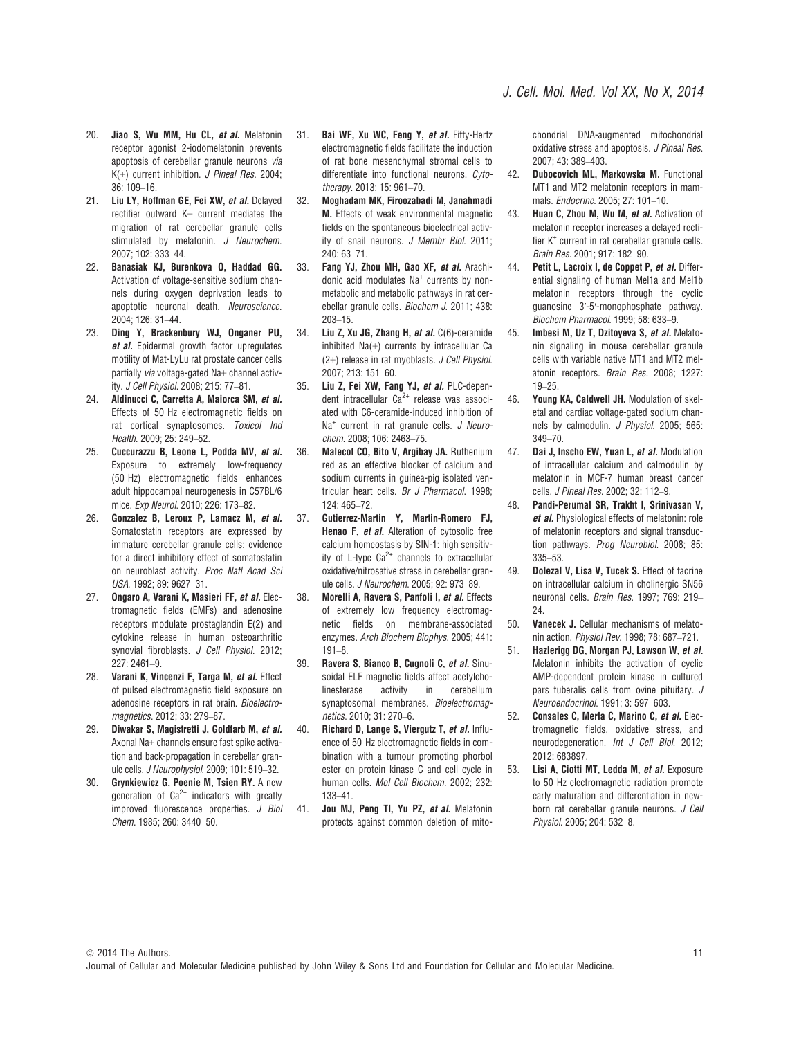20. **Jiao S, Wu MM, Hu CL, *et al.*** Melatonin receptor agonist 2-iodomelatonin prevents apoptosis of cerebellar granule neurons *via* K(+) current inhibition. *J Pineal Res.* 2004; 36: 109–16.
21. **Liu LY, Hoffman GE, Fei XW, *et al.*** Delayed rectifier outward K+ current mediates the migration of rat cerebellar granule cells stimulated by melatonin. *J Neurochem.* 2007; 102: 333–44.
22. **Banasiak KJ, Burenkova O, Haddad GG.** Activation of voltage-sensitive sodium channels during oxygen deprivation leads to apoptotic neuronal death. *Neuroscience.* 2004; 126: 31–44.
23. **Ding Y, Brackenbury WJ, Onganer PU, *et al.*** Epidermal growth factor upregulates motility of Mat-LyLu rat prostate cancer cells partially *via* voltage-gated Na+ channel activity. *J Cell Physiol.* 2008; 215: 77–81.
24. **Aldinucci C, Carretta A, Maiorca SM, *et al.*** Effects of 50 Hz electromagnetic fields on rat cortical synaptosomes. *Toxicol Ind Health.* 2009; 25: 249–52.
25. **Cuccurazzu B, Leone L, Podda MV, *et al.*** Exposure to extremely low-frequency (50 Hz) electromagnetic fields enhances adult hippocampal neurogenesis in C57BL/6 mice. *Exp Neurol.* 2010; 226: 173–82.
26. **Gonzalez B, Leroux P, Lamacz M, *et al.*** Somatostatin receptors are expressed by immature cerebellar granule cells: evidence for a direct inhibitory effect of somatostatin on neuroblast activity. *Proc Natl Acad Sci USA.* 1992; 89: 9627–31.
27. **Ongaro A, Varani K, Masieri FF, *et al.*** Electromagnetic fields (EMFs) and adenosine receptors modulate prostaglandin E(2) and cytokine release in human osteoarthritic synovial fibroblasts. *J Cell Physiol.* 2012; 227: 2461–9.
28. **Varani K, Vincenzi F, Targa M, *et al.*** Effect of pulsed electromagnetic field exposure on adenosine receptors in rat brain. *Bioelectromagnetics.* 2012; 33: 279–87.
29. **Diwakar S, Magistretti J, Goldfarb M, *et al.*** Axonal Na+ channels ensure fast spike activation and back-propagation in cerebellar granule cells. *J Neurophysiol.* 2009; 101: 519–32.
30. **Grynkiewicz G, Poenie M, Tsien RY.** A new generation of $Ca^{2+}$ indicators with greatly improved fluorescence properties. *J Biol Chem.* 1985; 260: 3440–50.
31. **Bai WF, Xu WC, Feng Y, *et al.*** Fifty-Hertz electromagnetic fields facilitate the induction of rat bone mesenchymal stromal cells to differentiate into functional neurons. *Cytotherapy.* 2013; 15: 961–70.
32. **Moghadam MK, Firoozabadi M, Janahmadi M.** Effects of weak environmental magnetic fields on the spontaneous bioelectrical activity of snail neurons. *J Membr Biol.* 2011; 240: 63–71.
33. **Fang YJ, Zhou MH, Gao XF, *et al.*** Arachidonic acid modulates $Na^{+}$ currents by non-metabolic and metabolic pathways in rat cerebellar granule cells. *Biochem J.* 2011; 438: 203–15.
34. **Liu Z, Xu JG, Zhang H, *et al.*** C(6)-ceramide inhibited Na(+) currents by intracellular Ca (2+) release in rat myoblasts. *J Cell Physiol.* 2007; 213: 151–60.
35. **Liu Z, Fei XW, Fang YJ, *et al.*** PLC-dependent intracellular $Ca^{2+}$ release was associated with C6-ceramide-induced inhibition of $Na^{+}$ current in rat granule cells. *J Neurochem.* 2008; 106: 2463–75.
36. **Malecot CO, Bito V, Argibay JA.** Ruthenium red as an effective blocker of calcium and sodium currents in guinea-pig isolated ventricular heart cells. *Br J Pharmacol.* 1998; 124: 465–72.
37. **Gutierrez-Martin Y, Martin-Romero FJ, Henao F, *et al.*** Alteration of cytosolic free calcium homeostasis by SIN-1: high sensitivity of L-type $Ca^{2+}$ channels to extracellular oxidative/nitrosative stress in cerebellar granule cells. *J Neurochem.* 2005; 92: 973–89.
38. **Morelli A, Ravera S, Panfoli I, *et al.*** Effects of extremely low frequency electromagnetic fields on membrane-associated enzymes. *Arch Biochem Biophys.* 2005; 441: 191–8.
39. **Ravera S, Bianco B, Cugnoli C, *et al.*** Sinusoidal ELF magnetic fields affect acetylcholinesterase activity in cerebellum synaptosomal membranes. *Bioelectromagnetics.* 2010; 31: 270–6.
40. **Richard D, Lange S, Viergutz T, *et al.*** Influence of 50 Hz electromagnetic fields in combination with a tumour promoting phorbol ester on protein kinase C and cell cycle in human cells. *Mol Cell Biochem.* 2002; 232: 133–41.
41. **Jou MJ, Peng TI, Yu PZ, *et al.*** Melatonin protects against common deletion of mitochondrial DNA-augmented mitochondrial oxidative stress and apoptosis. *J Pineal Res.* 2007; 43: 389–403.
42. **Dubocovich ML, Markowska M.** Functional MT1 and MT2 melatonin receptors in mammals. *Endocrine.* 2005; 27: 101–10.
43. **Huan C, Zhou M, Wu M, *et al.*** Activation of melatonin receptor increases a delayed rectifier $K^{+}$ current in rat cerebellar granule cells. *Brain Res.* 2001; 917: 182–90.
44. **Petit L, Lacroix I, de Coppet P, *et al.*** Differential signaling of human Mel1a and Mel1b melatonin receptors through the cyclic guanosine 3′-5′-monophosphate pathway. *Biochem Pharmacol.* 1999; 58: 633–9.
45. **Imbesi M, Uz T, Dzitoyeva S, *et al.*** Melatonin signaling in mouse cerebellar granule cells with variable native MT1 and MT2 melatonin receptors. *Brain Res.* 2008; 1227: 19–25.
46. **Young KA, Caldwell JH.** Modulation of skeletal and cardiac voltage-gated sodium channels by calmodulin. *J Physiol.* 2005; 565: 349–70.
47. **Dai J, Inscho EW, Yuan L, *et al.*** Modulation of intracellular calcium and calmodulin by melatonin in MCF-7 human breast cancer cells. *J Pineal Res.* 2002; 32: 112–9.
48. **Pandi-Perumal SR, Trakht I, Srinivasan V, *et al.*** Physiological effects of melatonin: role of melatonin receptors and signal transduction pathways. *Prog Neurobiol.* 2008; 85: 335–53.
49. **Dolezal V, Lisa V, Tucek S.** Effect of tacrine on intracellular calcium in cholinergic SN56 neuronal cells. *Brain Res.* 1997; 769: 219–24.
50. **Vanecek J.** Cellular mechanisms of melatonin action. *Physiol Rev.* 1998; 78: 687–721.
51. **Hazlerigg DG, Morgan PJ, Lawson W, *et al.*** Melatonin inhibits the activation of cyclic AMP-dependent protein kinase in cultured pars tuberalis cells from ovine pituitary. *J Neuroendocrinol.* 1991; 3: 597–603.
52. **Consales C, Merla C, Marino C, *et al.*** Electromagnetic fields, oxidative stress, and neurodegeneration. *Int J Cell Biol.* 2012; 2012: 683897.
53. **Lisi A, Ciotti MT, Ledda M, *et al.*** Exposure to 50 Hz electromagnetic radiation promote early maturation and differentiation in newborn rat cerebellar granule neurons. *J Cell Physiol.* 2005; 204: 532–8.